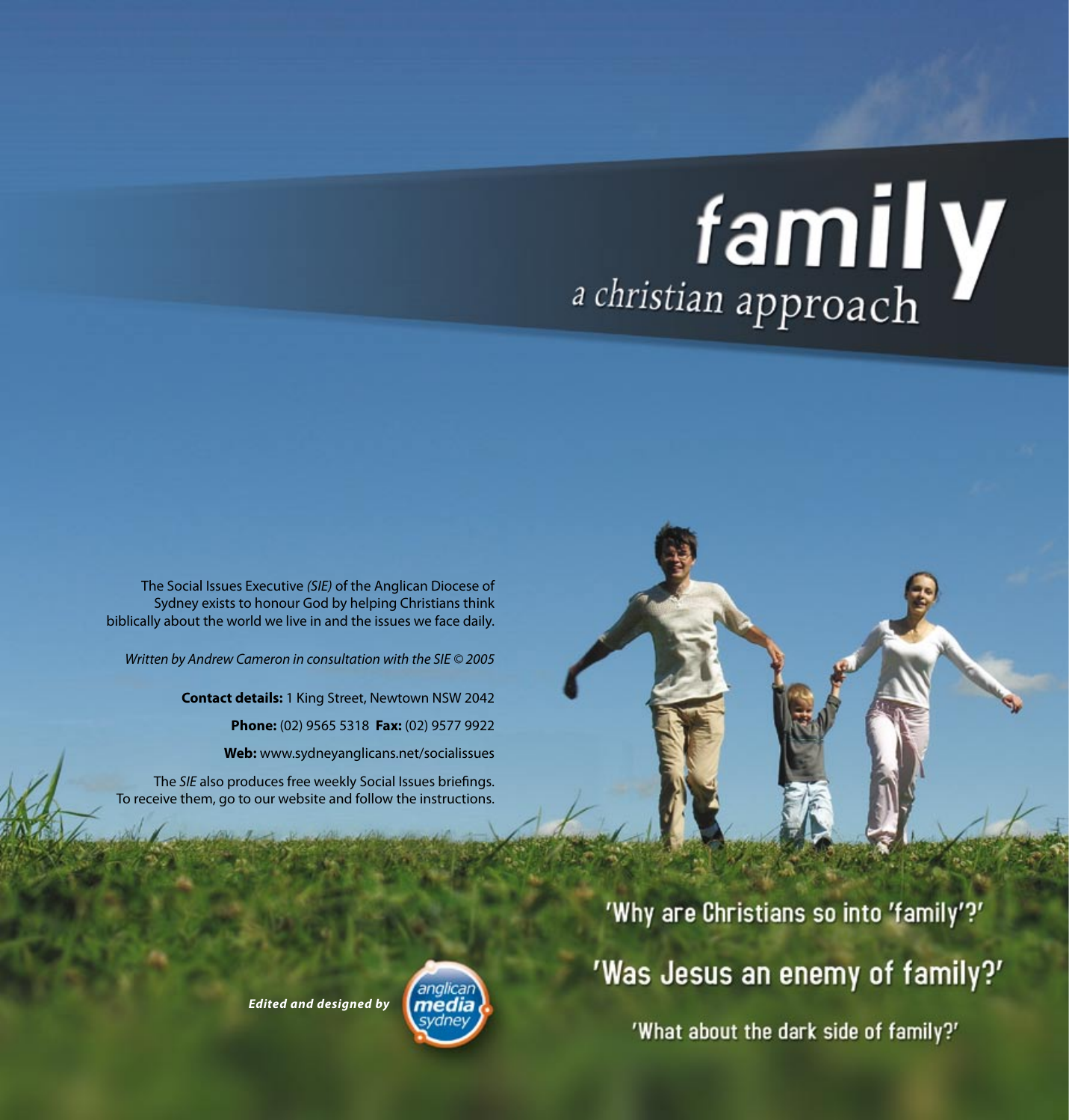# family

## a christian approach

The Social Issues Executive *(SIE)* of the Anglican Diocese of Sydney exists to honour God by helping Christians think biblically about the world we live in and the issues we face daily.

*Written by Andrew Cameron in consultation with the SIE © 2005*

**Contact details:** 1 King Street, Newtown NSW 2042

**Phone:** (02) 9565 5318 **Fax:** (02) 9577 9922

**Web:** www.sydneyanglicans.net/socialissues

The *SIE* also produces free weekly Social Issues briefings. To receive them, go to our website and follow the instructions.

***Edited and designed by*** anglican media sydney

'Why are Christians so into 'family'?'

'Was Jesus an enemy of family?'

'What about the dark side of family?'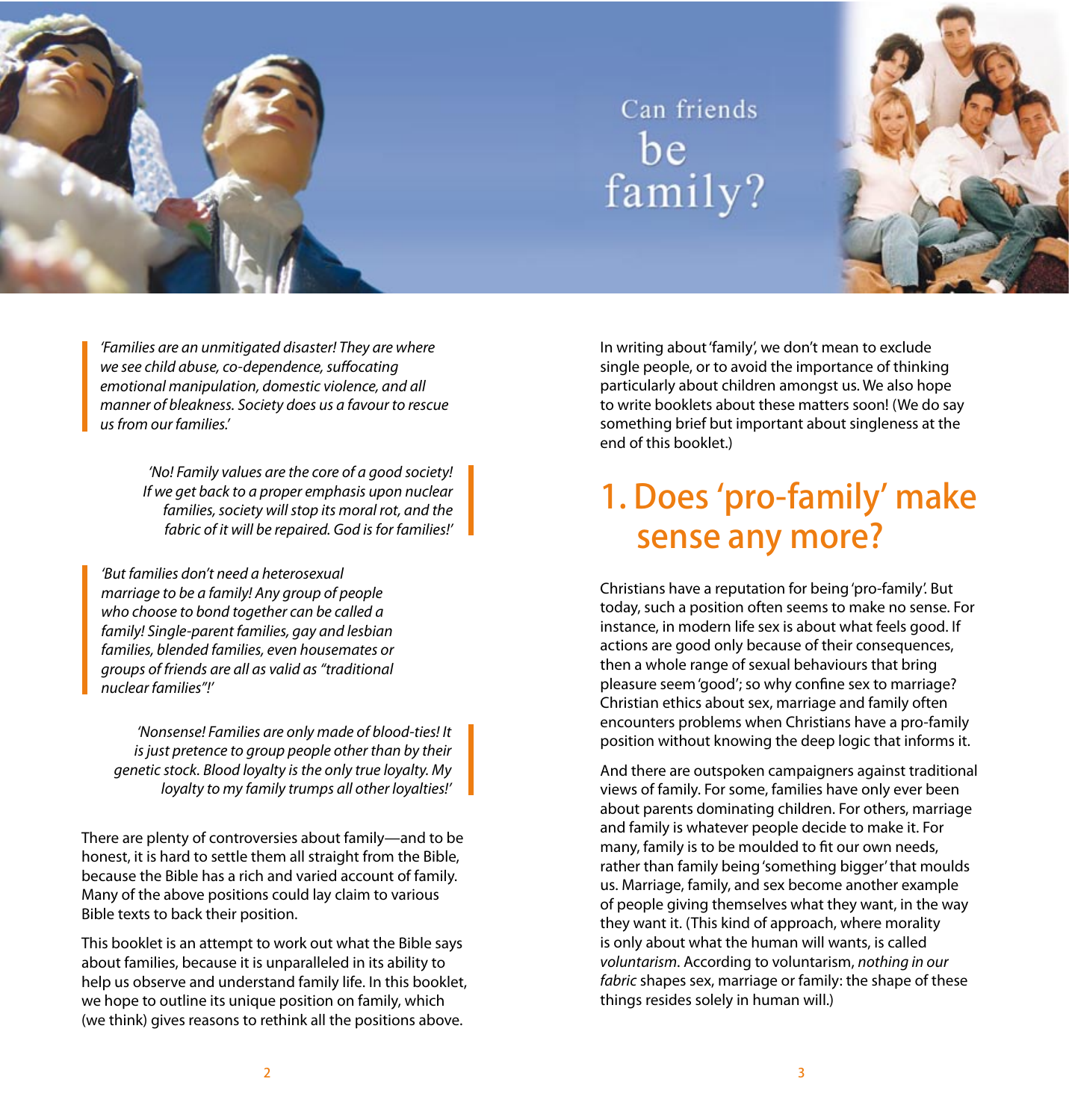Can friends be family?

*'Families are an unmitigated disaster! They are where we see child abuse, co-dependence, suffocating emotional manipulation, domestic violence, and all manner of bleakness. Society does us a favour to rescue us from our families.'*

*'No! Family values are the core of a good society! If we get back to a proper emphasis upon nuclear families, society will stop its moral rot, and the fabric of it will be repaired. God is for families!'*

*'But families don't need a heterosexual marriage to be a family! Any group of people who choose to bond together can be called a family! Single-parent families, gay and lesbian families, blended families, even housemates or groups of friends are all as valid as "traditional nuclear families"!'*

*'Nonsense! Families are only made of blood-ties! It is just pretence to group people other than by their genetic stock. Blood loyalty is the only true loyalty. My loyalty to my family trumps all other loyalties!'*

There are plenty of controversies about family—and to be honest, it is hard to settle them all straight from the Bible, because the Bible has a rich and varied account of family. Many of the above positions could lay claim to various Bible texts to back their position.

This booklet is an attempt to work out what the Bible says about families, because it is unparalleled in its ability to help us observe and understand family life. In this booklet, we hope to outline its unique position on family, which (we think) gives reasons to rethink all the positions above.

In writing about 'family', we don't mean to exclude single people, or to avoid the importance of thinking particularly about children amongst us. We also hope to write booklets about these matters soon! (We do say something brief but important about singleness at the end of this booklet.)

## 1. Does 'pro-family' make sense any more?

Christians have a reputation for being 'pro-family'. But today, such a position often seems to make no sense. For instance, in modern life sex is about what feels good. If actions are good only because of their consequences, then a whole range of sexual behaviours that bring pleasure seem 'good'; so why confine sex to marriage? Christian ethics about sex, marriage and family often encounters problems when Christians have a pro-family position without knowing the deep logic that informs it.

And there are outspoken campaigners against traditional views of family. For some, families have only ever been about parents dominating children. For others, marriage and family is whatever people decide to make it. For many, family is to be moulded to fit our own needs, rather than family being 'something bigger' that moulds us. Marriage, family, and sex become another example of people giving themselves what they want, in the way they want it. (This kind of approach, where morality is only about what the human will wants, is called *voluntarism*. According to voluntarism, *nothing in our fabric* shapes sex, marriage or family: the shape of these things resides solely in human will.)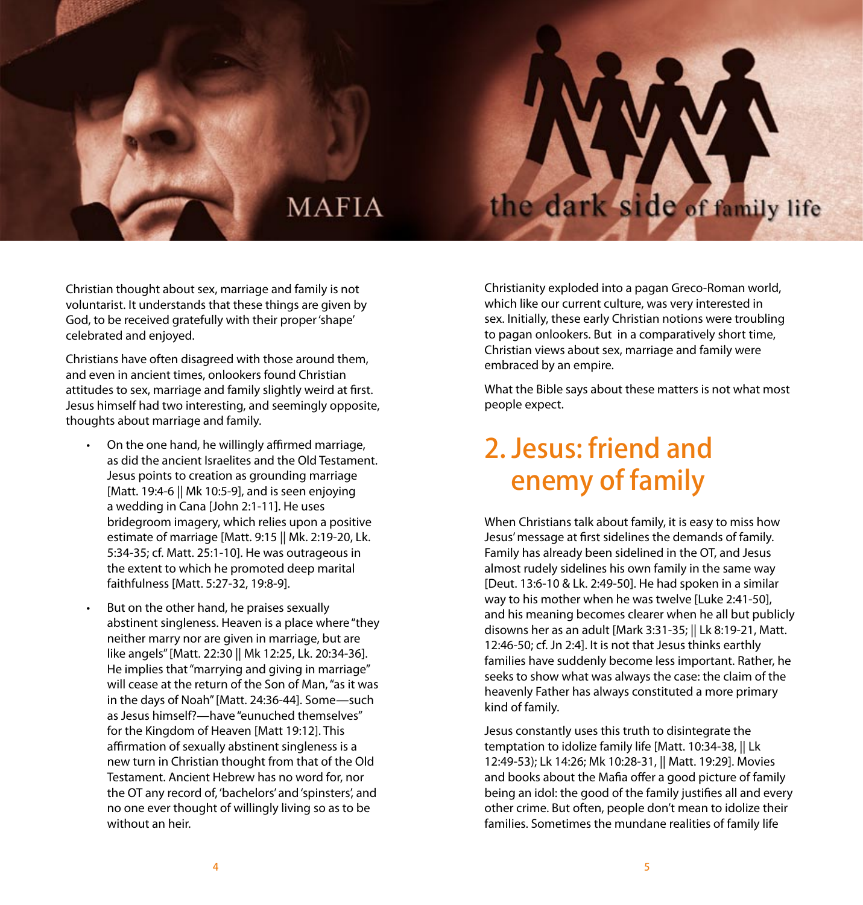MAFIA

the dark side of family life

Christian thought about sex, marriage and family is not voluntarist. It understands that these things are given by God, to be received gratefully with their proper 'shape' celebrated and enjoyed.

Christians have often disagreed with those around them, and even in ancient times, onlookers found Christian attitudes to sex, marriage and family slightly weird at first. Jesus himself had two interesting, and seemingly opposite, thoughts about marriage and family.

- On the one hand, he willingly affirmed marriage, as did the ancient Israelites and the Old Testament. Jesus points to creation as grounding marriage [Matt. 19:4-6 || Mk 10:5-9], and is seen enjoying a wedding in Cana [John 2:1-11]. He uses bridegroom imagery, which relies upon a positive estimate of marriage [Matt. 9:15 || Mk. 2:19-20, Lk. 5:34-35; cf. Matt. 25:1-10]. He was outrageous in the extent to which he promoted deep marital faithfulness [Matt. 5:27-32, 19:8-9].
- But on the other hand, he praises sexually abstinent singleness. Heaven is a place where "they neither marry nor are given in marriage, but are like angels" [Matt. 22:30 || Mk 12:25, Lk. 20:34-36]. He implies that "marrying and giving in marriage" will cease at the return of the Son of Man, "as it was in the days of Noah" [Matt. 24:36-44]. Some—such as Jesus himself?—have "eunuched themselves" for the Kingdom of Heaven [Matt 19:12]. This affirmation of sexually abstinent singleness is a new turn in Christian thought from that of the Old Testament. Ancient Hebrew has no word for, nor the OT any record of, 'bachelors' and 'spinsters', and no one ever thought of willingly living so as to be without an heir.

Christianity exploded into a pagan Greco-Roman world, which like our current culture, was very interested in sex. Initially, these early Christian notions were troubling to pagan onlookers. But in a comparatively short time, Christian views about sex, marriage and family were embraced by an empire.

What the Bible says about these matters is not what most people expect.

## 2. Jesus: friend and enemy of family

When Christians talk about family, it is easy to miss how Jesus' message at first sidelines the demands of family. Family has already been sidelined in the OT, and Jesus almost rudely sidelines his own family in the same way [Deut. 13:6-10 & Lk. 2:49-50]. He had spoken in a similar way to his mother when he was twelve [Luke 2:41-50], and his meaning becomes clearer when he all but publicly disowns her as an adult [Mark 3:31-35; || Lk 8:19-21, Matt. 12:46-50; cf. Jn 2:4]. It is not that Jesus thinks earthly families have suddenly become less important. Rather, he seeks to show what was always the case: the claim of the heavenly Father has always constituted a more primary kind of family.

Jesus constantly uses this truth to disintegrate the temptation to idolize family life [Matt. 10:34-38, || Lk 12:49-53); Lk 14:26; Mk 10:28-31, || Matt. 19:29]. Movies and books about the Mafia offer a good picture of family being an idol: the good of the family justifies all and every other crime. But often, people don't mean to idolize their families. Sometimes the mundane realities of family life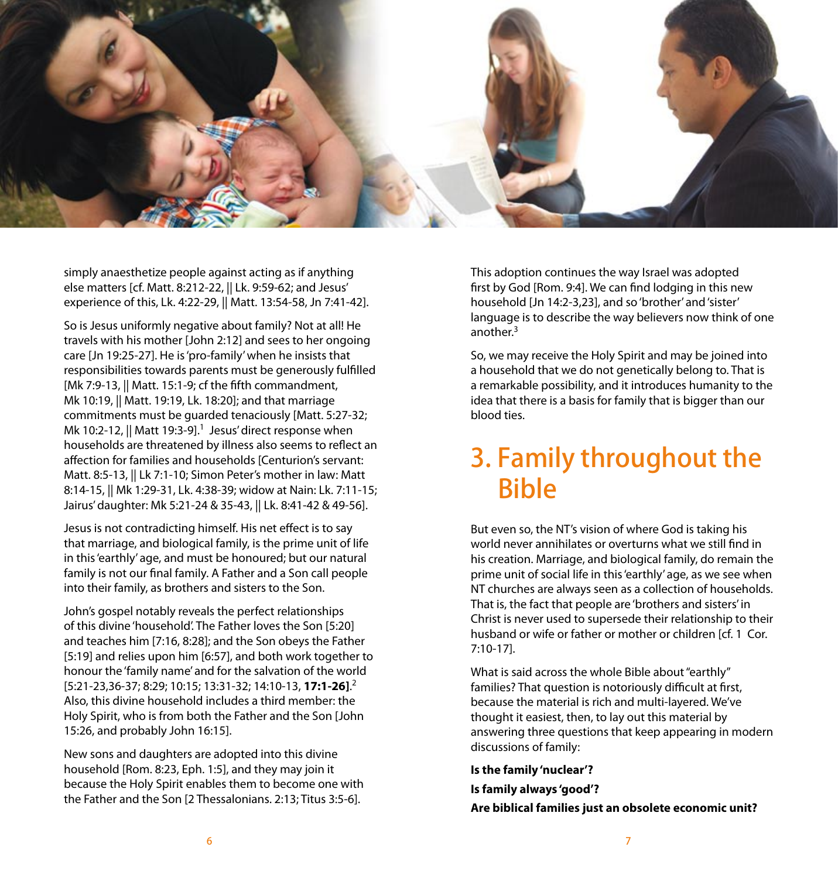simply anaesthetize people against acting as if anything else matters [cf. Matt. 8:212-22, || Lk. 9:59-62; and Jesus' experience of this, Lk. 4:22-29, || Matt. 13:54-58, Jn 7:41-42].

So is Jesus uniformly negative about family? Not at all! He travels with his mother [John 2:12] and sees to her ongoing care [Jn 19:25-27]. He is 'pro-family' when he insists that responsibilities towards parents must be generously fulfilled [Mk 7:9-13, || Matt. 15:1-9; cf the fifth commandment, Mk 10:19, || Matt. 19:19, Lk. 18:20]; and that marriage commitments must be guarded tenaciously [Matt. 5:27-32; Mk 10:2-12, || Matt 19:3-9].[1] Jesus' direct response when households are threatened by illness also seems to reflect an affection for families and households [Centurion's servant: Matt. 8:5-13, || Lk 7:1-10; Simon Peter's mother in law: Matt 8:14-15, || Mk 1:29-31, Lk. 4:38-39; widow at Nain: Lk. 7:11-15; Jairus' daughter: Mk 5:21-24 & 35-43, || Lk. 8:41-42 & 49-56].

Jesus is not contradicting himself. His net effect is to say that marriage, and biological family, is the prime unit of life in this 'earthly' age, and must be honoured; but our natural family is not our final family. A Father and a Son call people into their family, as brothers and sisters to the Son.

John's gospel notably reveals the perfect relationships of this divine 'household'. The Father loves the Son [5:20] and teaches him [7:16, 8:28]; and the Son obeys the Father [5:19] and relies upon him [6:57], and both work together to honour the 'family name' and for the salvation of the world [5:21-23,36-37; 8:29; 10:15; 13:31-32; 14:10-13, **17:1-26**].[2] Also, this divine household includes a third member: the Holy Spirit, who is from both the Father and the Son [John 15:26, and probably John 16:15].

New sons and daughters are adopted into this divine household [Rom. 8:23, Eph. 1:5], and they may join it because the Holy Spirit enables them to become one with the Father and the Son [2 Thessalonians. 2:13; Titus 3:5-6].

This adoption continues the way Israel was adopted first by God [Rom. 9:4]. We can find lodging in this new household [Jn 14:2-3,23], and so 'brother' and 'sister' language is to describe the way believers now think of one another.[3]

So, we may receive the Holy Spirit and may be joined into a household that we do not genetically belong to. That is a remarkable possibility, and it introduces humanity to the idea that there is a basis for family that is bigger than our blood ties.

## 3. Family throughout the Bible

But even so, the NT's vision of where God is taking his world never annihilates or overturns what we still find in his creation. Marriage, and biological family, do remain the prime unit of social life in this 'earthly' age, as we see when NT churches are always seen as a collection of households. That is, the fact that people are 'brothers and sisters' in Christ is never used to supersede their relationship to their husband or wife or father or mother or children [cf. 1 Cor. 7:10-17].

What is said across the whole Bible about "earthly" families? That question is notoriously difficult at first, because the material is rich and multi-layered. We've thought it easiest, then, to lay out this material by answering three questions that keep appearing in modern discussions of family:

**Is the family 'nuclear'?**

**Is family always 'good'?**

**Are biblical families just an obsolete economic unit?**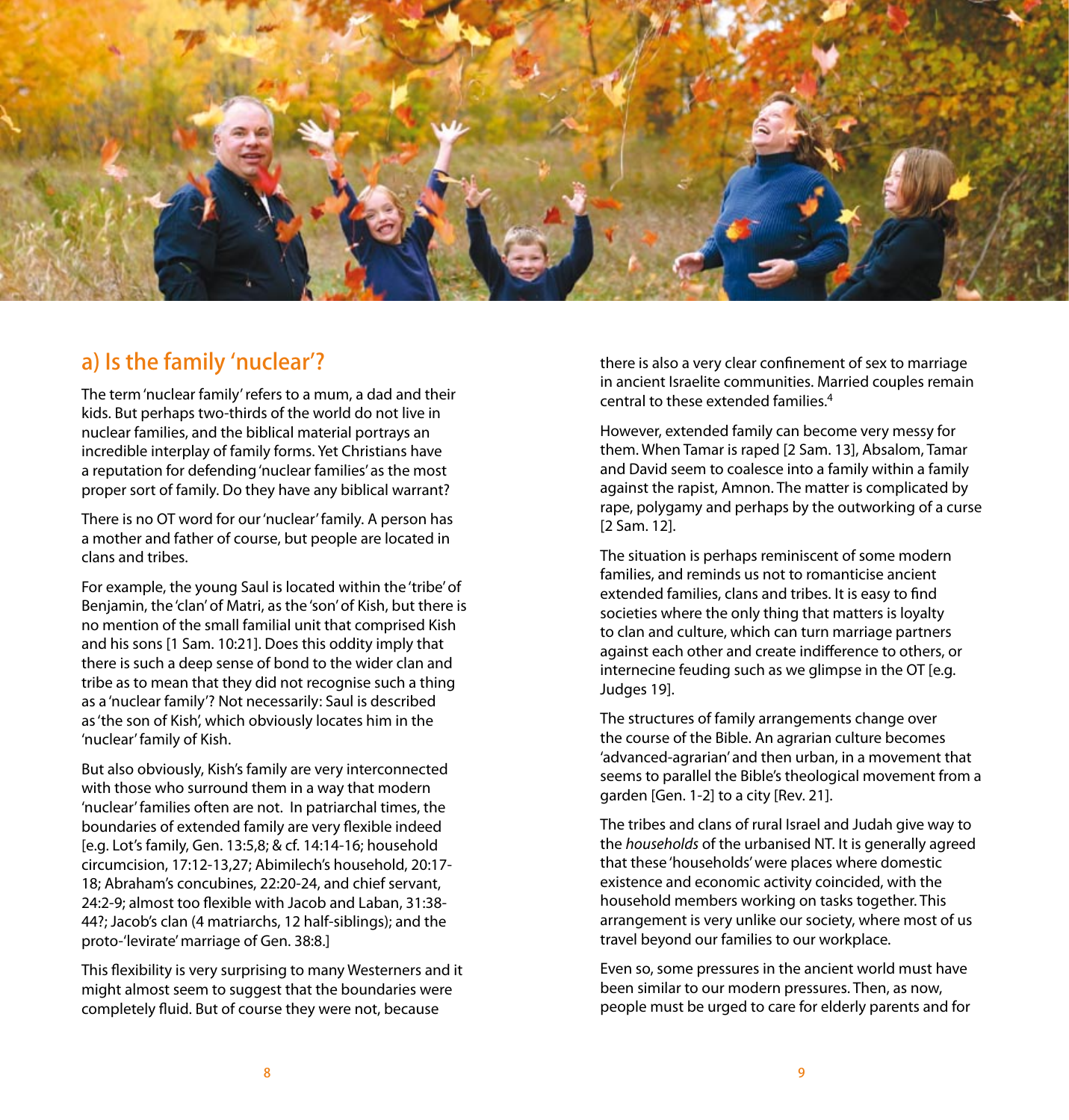## a) Is the family 'nuclear'?

The term 'nuclear family' refers to a mum, a dad and their kids. But perhaps two-thirds of the world do not live in nuclear families, and the biblical material portrays an incredible interplay of family forms. Yet Christians have a reputation for defending 'nuclear families' as the most proper sort of family. Do they have any biblical warrant?

There is no OT word for our 'nuclear' family. A person has a mother and father of course, but people are located in clans and tribes.

For example, the young Saul is located within the 'tribe' of Benjamin, the 'clan' of Matri, as the 'son' of Kish, but there is no mention of the small familial unit that comprised Kish and his sons [1 Sam. 10:21]. Does this oddity imply that there is such a deep sense of bond to the wider clan and tribe as to mean that they did not recognise such a thing as a 'nuclear family'? Not necessarily: Saul is described as 'the son of Kish', which obviously locates him in the 'nuclear' family of Kish.

But also obviously, Kish's family are very interconnected with those who surround them in a way that modern 'nuclear' families often are not. In patriarchal times, the boundaries of extended family are very flexible indeed [e.g. Lot's family, Gen. 13:5,8; & cf. 14:14-16; household circumcision, 17:12-13,27; Abimilech's household, 20:17-18; Abraham's concubines, 22:20-24, and chief servant, 24:2-9; almost too flexible with Jacob and Laban, 31:38-44?; Jacob's clan (4 matriarchs, 12 half-siblings); and the proto-'levirate' marriage of Gen. 38:8.]

This flexibility is very surprising to many Westerners and it might almost seem to suggest that the boundaries were completely fluid. But of course they were not, because there is also a very clear confinement of sex to marriage in ancient Israelite communities. Married couples remain central to these extended families.[4]

However, extended family can become very messy for them. When Tamar is raped [2 Sam. 13], Absalom, Tamar and David seem to coalesce into a family within a family against the rapist, Amnon. The matter is complicated by rape, polygamy and perhaps by the outworking of a curse [2 Sam. 12].

The situation is perhaps reminiscent of some modern families, and reminds us not to romanticise ancient extended families, clans and tribes. It is easy to find societies where the only thing that matters is loyalty to clan and culture, which can turn marriage partners against each other and create indifference to others, or internecine feuding such as we glimpse in the OT [e.g. Judges 19].

The structures of family arrangements change over the course of the Bible. An agrarian culture becomes 'advanced-agrarian' and then urban, in a movement that seems to parallel the Bible's theological movement from a garden [Gen. 1-2] to a city [Rev. 21].

The tribes and clans of rural Israel and Judah give way to the *households* of the urbanised NT. It is generally agreed that these 'households' were places where domestic existence and economic activity coincided, with the household members working on tasks together. This arrangement is very unlike our society, where most of us travel beyond our families to our workplace.

Even so, some pressures in the ancient world must have been similar to our modern pressures. Then, as now, people must be urged to care for elderly parents and for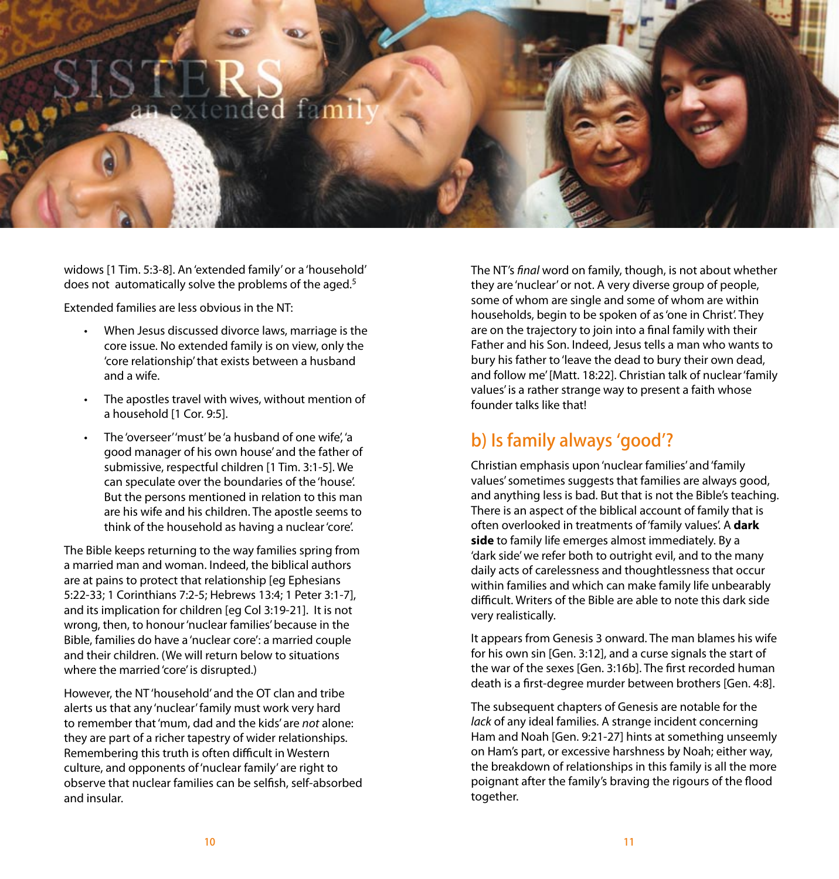SISTERS

an extended family

widows [1 Tim. 5:3-8]. An 'extended family' or a 'household' does not automatically solve the problems of the aged.[5]

Extended families are less obvious in the NT:

- When Jesus discussed divorce laws, marriage is the core issue. No extended family is on view, only the 'core relationship' that exists between a husband and a wife.
- The apostles travel with wives, without mention of a household [1 Cor. 9:5].
- The 'overseer' 'must' be 'a husband of one wife', 'a good manager of his own house' and the father of submissive, respectful children [1 Tim. 3:1-5]. We can speculate over the boundaries of the 'house'. But the persons mentioned in relation to this man are his wife and his children. The apostle seems to think of the household as having a nuclear 'core'.

The Bible keeps returning to the way families spring from a married man and woman. Indeed, the biblical authors are at pains to protect that relationship [eg Ephesians 5:22-33; 1 Corinthians 7:2-5; Hebrews 13:4; 1 Peter 3:1-7], and its implication for children [eg Col 3:19-21]. It is not wrong, then, to honour 'nuclear families' because in the Bible, families do have a 'nuclear core': a married couple and their children. (We will return below to situations where the married 'core' is disrupted.)

However, the NT 'household' and the OT clan and tribe alerts us that any 'nuclear' family must work very hard to remember that 'mum, dad and the kids' are *not* alone: they are part of a richer tapestry of wider relationships. Remembering this truth is often difficult in Western culture, and opponents of 'nuclear family' are right to observe that nuclear families can be selfish, self-absorbed and insular.

The NT's *final* word on family, though, is not about whether they are 'nuclear' or not. A very diverse group of people, some of whom are single and some of whom are within households, begin to be spoken of as 'one in Christ'. They are on the trajectory to join into a final family with their Father and his Son. Indeed, Jesus tells a man who wants to bury his father to 'leave the dead to bury their own dead, and follow me' [Matt. 18:22]. Christian talk of nuclear 'family values' is a rather strange way to present a faith whose founder talks like that!

## b) Is family always 'good'?

Christian emphasis upon 'nuclear families' and 'family values' sometimes suggests that families are always good, and anything less is bad. But that is not the Bible's teaching. There is an aspect of the biblical account of family that is often overlooked in treatments of 'family values'. A **dark side** to family life emerges almost immediately. By a 'dark side' we refer both to outright evil, and to the many daily acts of carelessness and thoughtlessness that occur within families and which can make family life unbearably difficult. Writers of the Bible are able to note this dark side very realistically.

It appears from Genesis 3 onward. The man blames his wife for his own sin [Gen. 3:12], and a curse signals the start of the war of the sexes [Gen. 3:16b]. The first recorded human death is a first-degree murder between brothers [Gen. 4:8].

The subsequent chapters of Genesis are notable for the *lack* of any ideal families. A strange incident concerning Ham and Noah [Gen. 9:21-27] hints at something unseemly on Ham's part, or excessive harshness by Noah; either way, the breakdown of relationships in this family is all the more poignant after the family's braving the rigours of the flood together.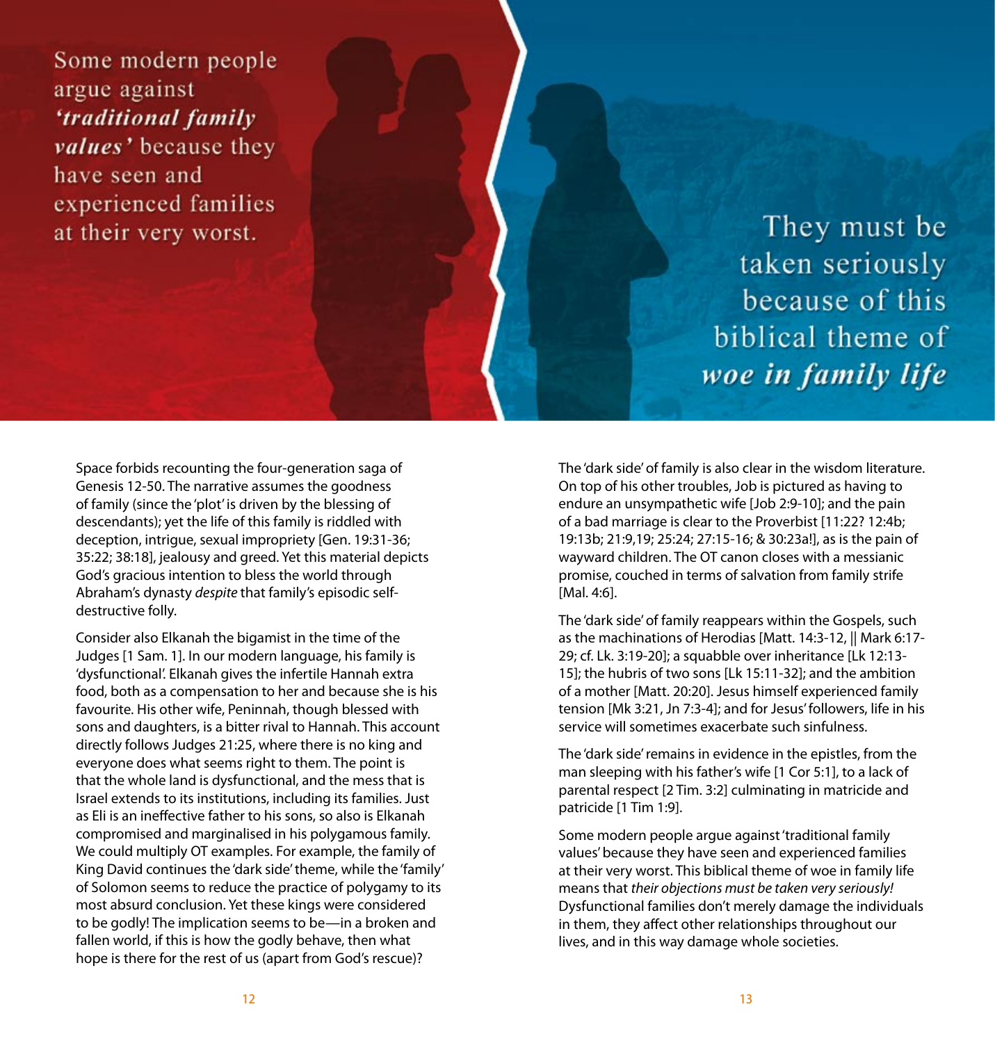Some modern people argue against ***'traditional family values'*** because they have seen and experienced families at their very worst.

They must be taken seriously because of this biblical theme of ***woe in family life***

Space forbids recounting the four-generation saga of Genesis 12-50. The narrative assumes the goodness of family (since the 'plot' is driven by the blessing of descendants); yet the life of this family is riddled with deception, intrigue, sexual impropriety [Gen. 19:31-36; 35:22; 38:18], jealousy and greed. Yet this material depicts God's gracious intention to bless the world through Abraham's dynasty *despite* that family's episodic self-destructive folly.

Consider also Elkanah the bigamist in the time of the Judges [1 Sam. 1]. In our modern language, his family is 'dysfunctional'. Elkanah gives the infertile Hannah extra food, both as a compensation to her and because she is his favourite. His other wife, Peninnah, though blessed with sons and daughters, is a bitter rival to Hannah. This account directly follows Judges 21:25, where there is no king and everyone does what seems right to them. The point is that the whole land is dysfunctional, and the mess that is Israel extends to its institutions, including its families. Just as Eli is an ineffective father to his sons, so also is Elkanah compromised and marginalised in his polygamous family. We could multiply OT examples. For example, the family of King David continues the 'dark side' theme, while the 'family' of Solomon seems to reduce the practice of polygamy to its most absurd conclusion. Yet these kings were considered to be godly! The implication seems to be—in a broken and fallen world, if this is how the godly behave, then what hope is there for the rest of us (apart from God's rescue)?

The 'dark side' of family is also clear in the wisdom literature. On top of his other troubles, Job is pictured as having to endure an unsympathetic wife [Job 2:9-10]; and the pain of a bad marriage is clear to the Proverbist [11:22? 12:4b; 19:13b; 21:9,19; 25:24; 27:15-16; & 30:23a!], as is the pain of wayward children. The OT canon closes with a messianic promise, couched in terms of salvation from family strife [Mal. 4:6].

The 'dark side' of family reappears within the Gospels, such as the machinations of Herodias [Matt. 14:3-12, || Mark 6:17-29; cf. Lk. 3:19-20]; a squabble over inheritance [Lk 12:13-15]; the hubris of two sons [Lk 15:11-32]; and the ambition of a mother [Matt. 20:20]. Jesus himself experienced family tension [Mk 3:21, Jn 7:3-4]; and for Jesus' followers, life in his service will sometimes exacerbate such sinfulness.

The 'dark side' remains in evidence in the epistles, from the man sleeping with his father's wife [1 Cor 5:1], to a lack of parental respect [2 Tim. 3:2] culminating in matricide and patricide [1 Tim 1:9].

Some modern people argue against 'traditional family values' because they have seen and experienced families at their very worst. This biblical theme of woe in family life means that *their objections must be taken very seriously!* Dysfunctional families don't merely damage the individuals in them, they affect other relationships throughout our lives, and in this way damage whole societies.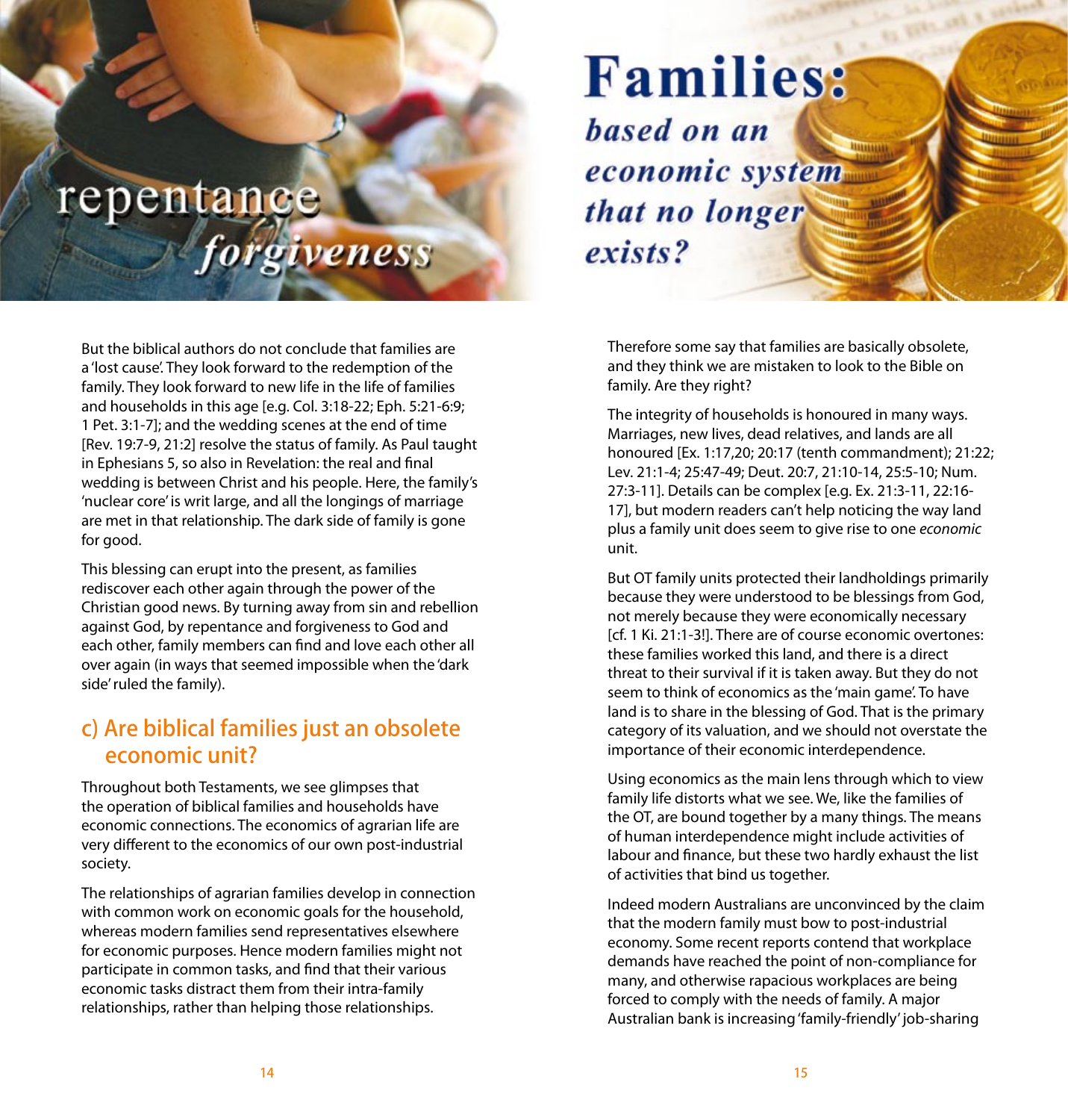# repentance *forgiveness*

But the biblical authors do not conclude that families are a 'lost cause'. They look forward to the redemption of the family. They look forward to new life in the life of families and households in this age [e.g. Col. 3:18-22; Eph. 5:21-6:9; 1 Pet. 3:1-7]; and the wedding scenes at the end of time [Rev. 19:7-9, 21:2] resolve the status of family. As Paul taught in Ephesians 5, so also in Revelation: the real and final wedding is between Christ and his people. Here, the family's 'nuclear core' is writ large, and all the longings of marriage are met in that relationship. The dark side of family is gone for good.

This blessing can erupt into the present, as families rediscover each other again through the power of the Christian good news. By turning away from sin and rebellion against God, by repentance and forgiveness to God and each other, family members can find and love each other all over again (in ways that seemed impossible when the 'dark side' ruled the family).

## c) Are biblical families just an obsolete economic unit?

Throughout both Testaments, we see glimpses that the operation of biblical families and households have economic connections. The economics of agrarian life are very different to the economics of our own post-industrial society.

The relationships of agrarian families develop in connection with common work on economic goals for the household, whereas modern families send representatives elsewhere for economic purposes. Hence modern families might not participate in common tasks, and find that their various economic tasks distract them from their intra-family relationships, rather than helping those relationships.

# Families: *based on an economic system that no longer exists?*

Therefore some say that families are basically obsolete, and they think we are mistaken to look to the Bible on family. Are they right?

The integrity of households is honoured in many ways. Marriages, new lives, dead relatives, and lands are all honoured [Ex. 1:17,20; 20:17 (tenth commandment); 21:22; Lev. 21:1-4; 25:47-49; Deut. 20:7, 21:10-14, 25:5-10; Num. 27:3-11]. Details can be complex [e.g. Ex. 21:3-11, 22:16-17], but modern readers can't help noticing the way land plus a family unit does seem to give rise to one *economic* unit.

But OT family units protected their landholdings primarily because they were understood to be blessings from God, not merely because they were economically necessary [cf. 1 Ki. 21:1-3!]. There are of course economic overtones: these families worked this land, and there is a direct threat to their survival if it is taken away. But they do not seem to think of economics as the 'main game'. To have land is to share in the blessing of God. That is the primary category of its valuation, and we should not overstate the importance of their economic interdependence.

Using economics as the main lens through which to view family life distorts what we see. We, like the families of the OT, are bound together by a many things. The means of human interdependence might include activities of labour and finance, but these two hardly exhaust the list of activities that bind us together.

Indeed modern Australians are unconvinced by the claim that the modern family must bow to post-industrial economy. Some recent reports contend that workplace demands have reached the point of non-compliance for many, and otherwise rapacious workplaces are being forced to comply with the needs of family. A major Australian bank is increasing 'family-friendly' job-sharing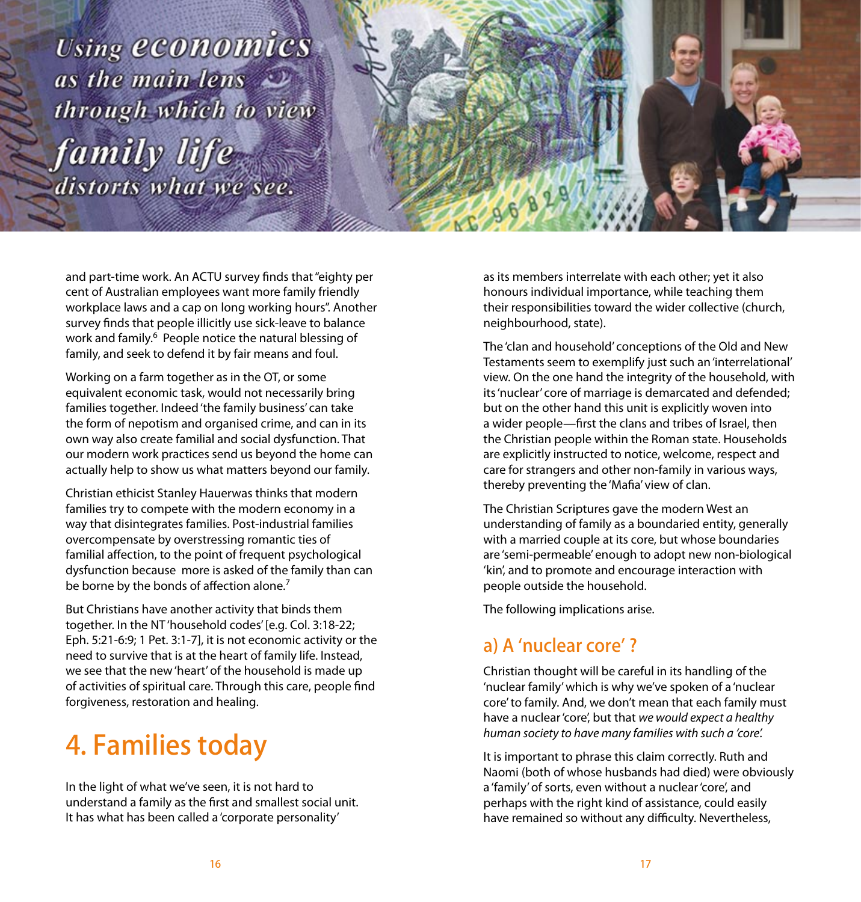*Using economics as the main lens through which to view family life distorts what we see.*

and part-time work. An ACTU survey finds that "eighty per cent of Australian employees want more family friendly workplace laws and a cap on long working hours". Another survey finds that people illicitly use sick-leave to balance work and family.[6] People notice the natural blessing of family, and seek to defend it by fair means and foul.

Working on a farm together as in the OT, or some equivalent economic task, would not necessarily bring families together. Indeed 'the family business' can take the form of nepotism and organised crime, and can in its own way also create familial and social dysfunction. That our modern work practices send us beyond the home can actually help to show us what matters beyond our family.

Christian ethicist Stanley Hauerwas thinks that modern families try to compete with the modern economy in a way that disintegrates families. Post-industrial families overcompensate by overstressing romantic ties of familial affection, to the point of frequent psychological dysfunction because more is asked of the family than can be borne by the bonds of affection alone.[7]

But Christians have another activity that binds them together. In the NT 'household codes' [e.g. Col. 3:18-22; Eph. 5:21-6:9; 1 Pet. 3:1-7], it is not economic activity or the need to survive that is at the heart of family life. Instead, we see that the new 'heart' of the household is made up of activities of spiritual care. Through this care, people find forgiveness, restoration and healing.

# 4. Families today

In the light of what we've seen, it is not hard to understand a family as the first and smallest social unit. It has what has been called a 'corporate personality' as its members interrelate with each other; yet it also honours individual importance, while teaching them their responsibilities toward the wider collective (church, neighbourhood, state).

The 'clan and household' conceptions of the Old and New Testaments seem to exemplify just such an 'interrelational' view. On the one hand the integrity of the household, with its 'nuclear' core of marriage is demarcated and defended; but on the other hand this unit is explicitly woven into a wider people—first the clans and tribes of Israel, then the Christian people within the Roman state. Households are explicitly instructed to notice, welcome, respect and care for strangers and other non-family in various ways, thereby preventing the 'Mafia' view of clan.

The Christian Scriptures gave the modern West an understanding of family as a boundaried entity, generally with a married couple at its core, but whose boundaries are 'semi-permeable' enough to adopt new non-biological 'kin', and to promote and encourage interaction with people outside the household.

The following implications arise.

## a) A 'nuclear core' ?

Christian thought will be careful in its handling of the 'nuclear family' which is why we've spoken of a 'nuclear core' to family. And, we don't mean that each family must have a nuclear 'core', but that *we would expect a healthy human society to have many families with such a 'core'.*

It is important to phrase this claim correctly. Ruth and Naomi (both of whose husbands had died) were obviously a 'family' of sorts, even without a nuclear 'core', and perhaps with the right kind of assistance, could easily have remained so without any difficulty. Nevertheless,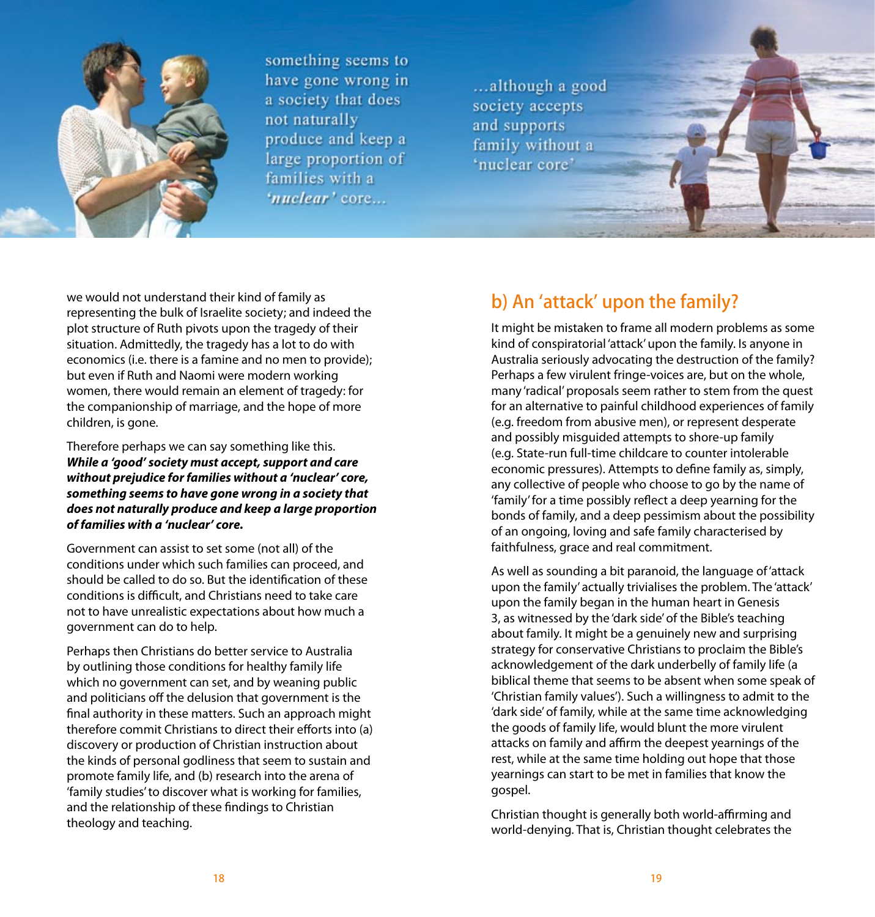something seems to have gone wrong in a society that does not naturally produce and keep a large proportion of families with a *'nuclear'* core...

...although a good society accepts and supports family without a 'nuclear core'

we would not understand their kind of family as representing the bulk of Israelite society; and indeed the plot structure of Ruth pivots upon the tragedy of their situation. Admittedly, the tragedy has a lot to do with economics (i.e. there is a famine and no men to provide); but even if Ruth and Naomi were modern working women, there would remain an element of tragedy: for the companionship of marriage, and the hope of more children, is gone.

Therefore perhaps we can say something like this. ***While a 'good' society must accept, support and care without prejudice for families without a 'nuclear' core, something seems to have gone wrong in a society that does not naturally produce and keep a large proportion of families with a 'nuclear' core.***

Government can assist to set some (not all) of the conditions under which such families can proceed, and should be called to do so. But the identification of these conditions is difficult, and Christians need to take care not to have unrealistic expectations about how much a government can do to help.

Perhaps then Christians do better service to Australia by outlining those conditions for healthy family life which no government can set, and by weaning public and politicians off the delusion that government is the final authority in these matters. Such an approach might therefore commit Christians to direct their efforts into (a) discovery or production of Christian instruction about the kinds of personal godliness that seem to sustain and promote family life, and (b) research into the arena of 'family studies' to discover what is working for families, and the relationship of these findings to Christian theology and teaching.

## b) An 'attack' upon the family?

It might be mistaken to frame all modern problems as some kind of conspiratorial 'attack' upon the family. Is anyone in Australia seriously advocating the destruction of the family? Perhaps a few virulent fringe-voices are, but on the whole, many 'radical' proposals seem rather to stem from the quest for an alternative to painful childhood experiences of family (e.g. freedom from abusive men), or represent desperate and possibly misguided attempts to shore-up family (e.g. State-run full-time childcare to counter intolerable economic pressures). Attempts to define family as, simply, any collective of people who choose to go by the name of 'family' for a time possibly reflect a deep yearning for the bonds of family, and a deep pessimism about the possibility of an ongoing, loving and safe family characterised by faithfulness, grace and real commitment.

As well as sounding a bit paranoid, the language of 'attack upon the family' actually trivialises the problem. The 'attack' upon the family began in the human heart in Genesis 3, as witnessed by the 'dark side' of the Bible's teaching about family. It might be a genuinely new and surprising strategy for conservative Christians to proclaim the Bible's acknowledgement of the dark underbelly of family life (a biblical theme that seems to be absent when some speak of 'Christian family values'). Such a willingness to admit to the 'dark side' of family, while at the same time acknowledging the goods of family life, would blunt the more virulent attacks on family and affirm the deepest yearnings of the rest, while at the same time holding out hope that those yearnings can start to be met in families that know the gospel.

Christian thought is generally both world-affirming and world-denying. That is, Christian thought celebrates the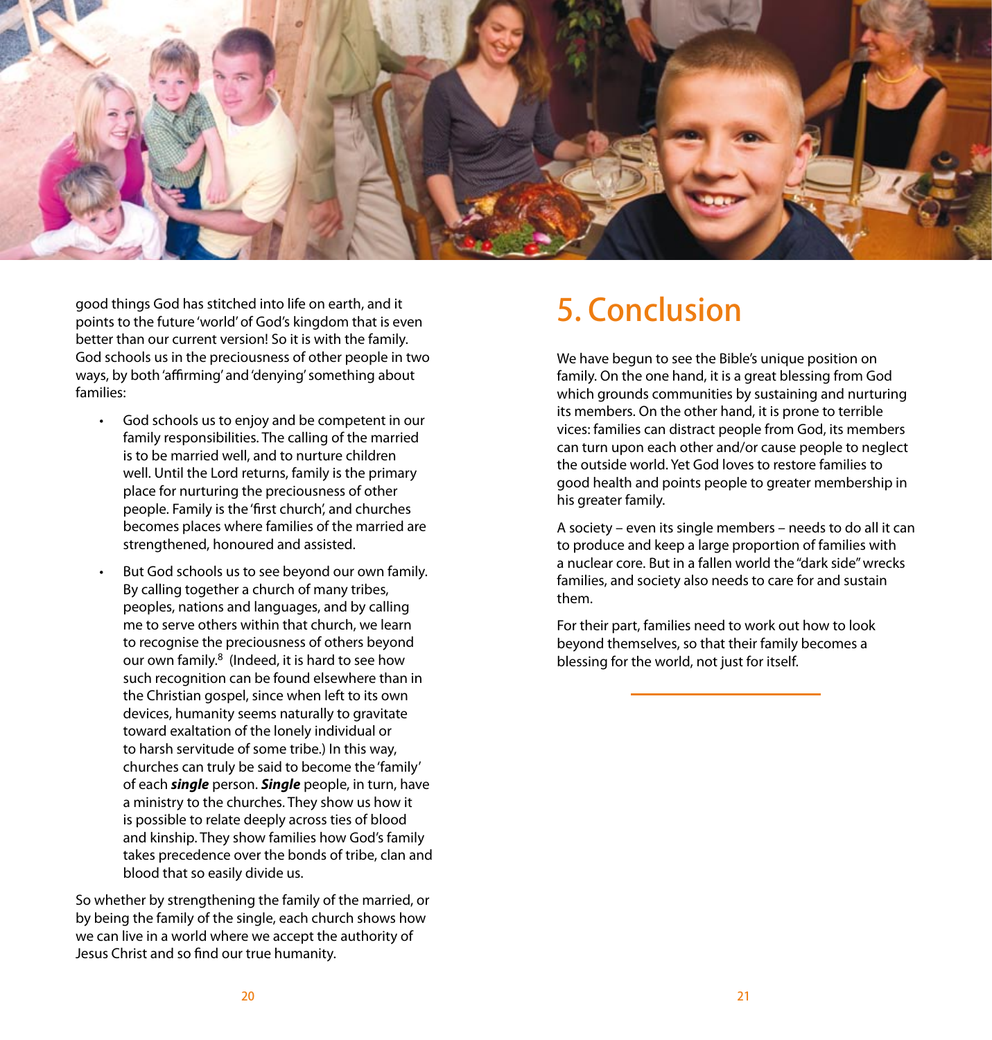good things God has stitched into life on earth, and it points to the future 'world' of God's kingdom that is even better than our current version! So it is with the family. God schools us in the preciousness of other people in two ways, by both 'affirming' and 'denying' something about families:

- God schools us to enjoy and be competent in our family responsibilities. The calling of the married is to be married well, and to nurture children well. Until the Lord returns, family is the primary place for nurturing the preciousness of other people. Family is the 'first church', and churches becomes places where families of the married are strengthened, honoured and assisted.
- But God schools us to see beyond our own family. By calling together a church of many tribes, peoples, nations and languages, and by calling me to serve others within that church, we learn to recognise the preciousness of others beyond our own family.[8] (Indeed, it is hard to see how such recognition can be found elsewhere than in the Christian gospel, since when left to its own devices, humanity seems naturally to gravitate toward exaltation of the lonely individual or to harsh servitude of some tribe.) In this way, churches can truly be said to become the 'family' of each ***single*** person. ***Single*** people, in turn, have a ministry to the churches. They show us how it is possible to relate deeply across ties of blood and kinship. They show families how God's family takes precedence over the bonds of tribe, clan and blood that so easily divide us.

So whether by strengthening the family of the married, or by being the family of the single, each church shows how we can live in a world where we accept the authority of Jesus Christ and so find our true humanity.

# 5. Conclusion

We have begun to see the Bible's unique position on family. On the one hand, it is a great blessing from God which grounds communities by sustaining and nurturing its members. On the other hand, it is prone to terrible vices: families can distract people from God, its members can turn upon each other and/or cause people to neglect the outside world. Yet God loves to restore families to good health and points people to greater membership in his greater family.

A society – even its single members – needs to do all it can to produce and keep a large proportion of families with a nuclear core. But in a fallen world the "dark side" wrecks families, and society also needs to care for and sustain them.

For their part, families need to work out how to look beyond themselves, so that their family becomes a blessing for the world, not just for itself.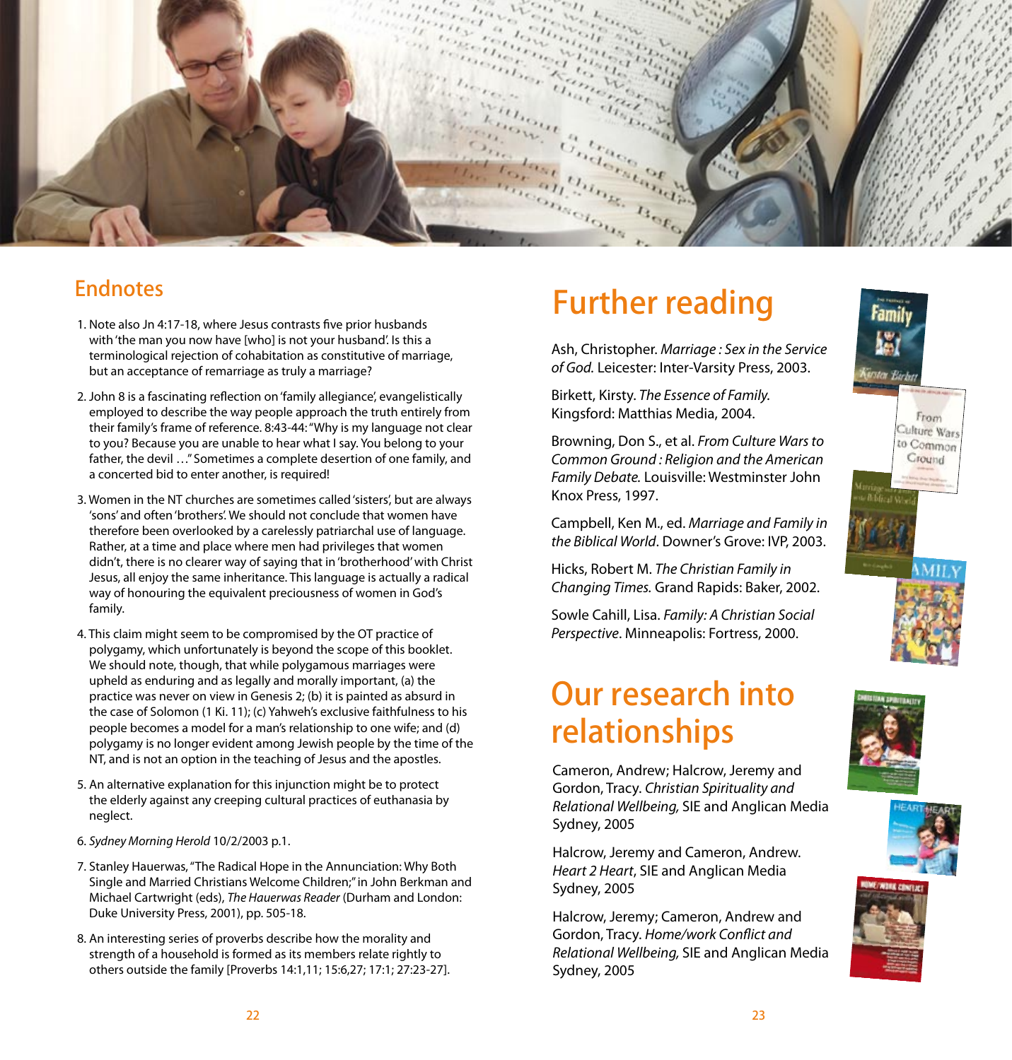## Endnotes

1. Note also Jn 4:17-18, where Jesus contrasts five prior husbands with 'the man you now have [who] is not your husband'. Is this a terminological rejection of cohabitation as constitutive of marriage, but an acceptance of remarriage as truly a marriage?

2. John 8 is a fascinating reflection on 'family allegiance', evangelistically employed to describe the way people approach the truth entirely from their family's frame of reference. 8:43-44: "Why is my language not clear to you? Because you are unable to hear what I say. You belong to your father, the devil …" Sometimes a complete desertion of one family, and a concerted bid to enter another, is required!

3. Women in the NT churches are sometimes called 'sisters', but are always 'sons' and often 'brothers'. We should not conclude that women have therefore been overlooked by a carelessly patriarchal use of language. Rather, at a time and place where men had privileges that women didn't, there is no clearer way of saying that in 'brotherhood' with Christ Jesus, all enjoy the same inheritance. This language is actually a radical way of honouring the equivalent preciousness of women in God's family.

4. This claim might seem to be compromised by the OT practice of polygamy, which unfortunately is beyond the scope of this booklet. We should note, though, that while polygamous marriages were upheld as enduring and as legally and morally important, (a) the practice was never on view in Genesis 2; (b) it is painted as absurd in the case of Solomon (1 Ki. 11); (c) Yahweh's exclusive faithfulness to his people becomes a model for a man's relationship to one wife; and (d) polygamy is no longer evident among Jewish people by the time of the NT, and is not an option in the teaching of Jesus and the apostles.

5. An alternative explanation for this injunction might be to protect the elderly against any creeping cultural practices of euthanasia by neglect.

6. *Sydney Morning Herold* 10/2/2003 p.1.

7. Stanley Hauerwas, "The Radical Hope in the Annunciation: Why Both Single and Married Christians Welcome Children;" in John Berkman and Michael Cartwright (eds), *The Hauerwas Reader* (Durham and London: Duke University Press, 2001), pp. 505-18.

8. An interesting series of proverbs describe how the morality and strength of a household is formed as its members relate rightly to others outside the family [Proverbs 14:1,11; 15:6,27; 17:1; 27:23-27].

# Further reading

Ash, Christopher. *Marriage : Sex in the Service of God*. Leicester: Inter-Varsity Press, 2003.

Birkett, Kirsty. *The Essence of Family.* Kingsford: Matthias Media, 2004.

Browning, Don S., et al. *From Culture Wars to Common Ground : Religion and the American Family Debate.* Louisville: Westminster John Knox Press, 1997.

Campbell, Ken M., ed. *Marriage and Family in the Biblical World*. Downer's Grove: IVP, 2003.

Hicks, Robert M. *The Christian Family in Changing Times.* Grand Rapids: Baker, 2002.

Sowle Cahill, Lisa. *Family: A Christian Social Perspective*. Minneapolis: Fortress, 2000.

# Our research into relationships

Cameron, Andrew; Halcrow, Jeremy and Gordon, Tracy. *Christian Spirituality and Relational Wellbeing,* SIE and Anglican Media Sydney, 2005

Halcrow, Jeremy and Cameron, Andrew. *Heart 2 Heart*, SIE and Anglican Media Sydney, 2005

Halcrow, Jeremy; Cameron, Andrew and Gordon, Tracy. *Home/work Conflict and Relational Wellbeing,* SIE and Anglican Media Sydney, 2005